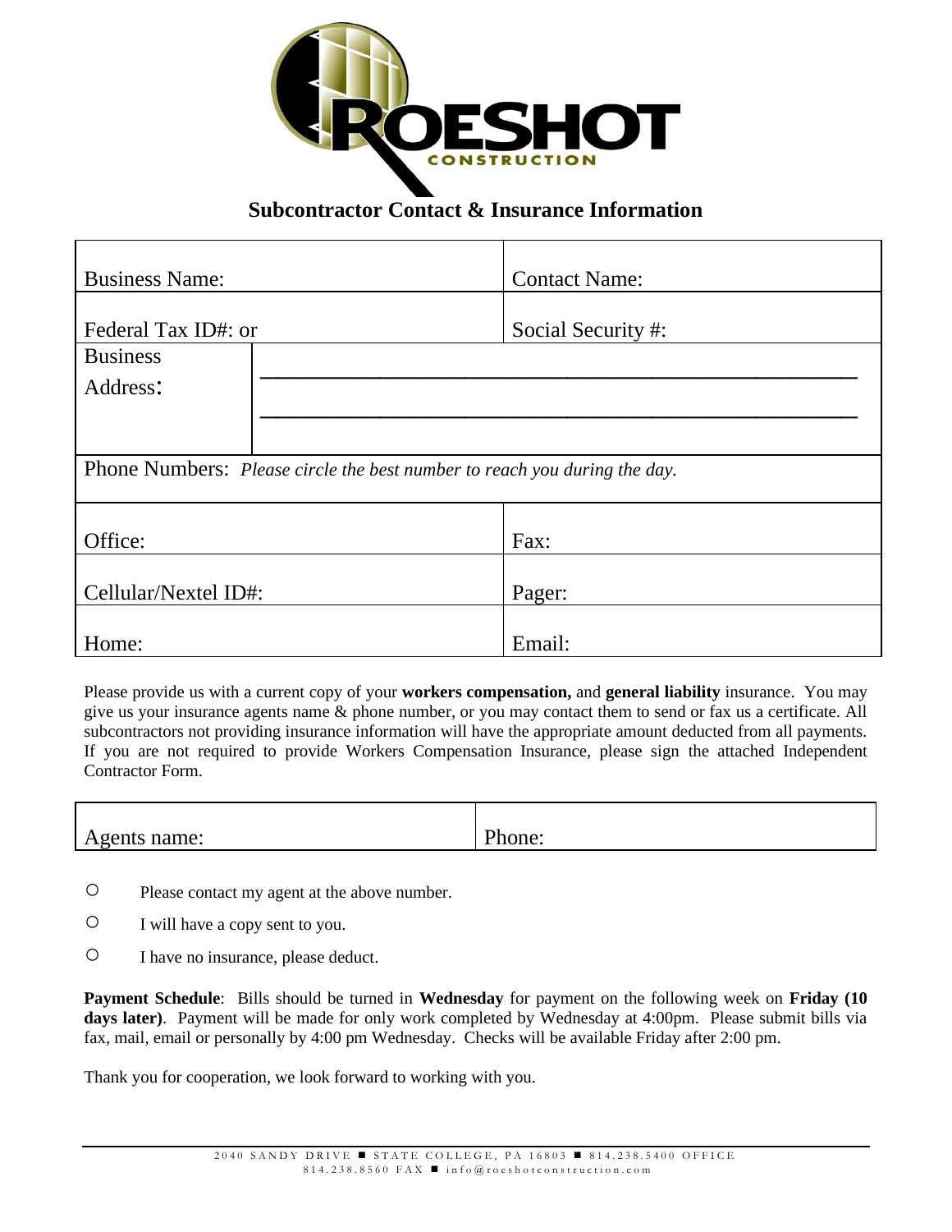# Subcontractor Contact & Insurance Information

| | |
|---|---|
| Business Name: | Contact Name: |
| Federal Tax ID#: or | Social Security #: |
| Business Address: | ______________________________ ______________________________ |
| Phone Numbers: *Please circle the best number to reach you during the day.* | |
| Office: | Fax: |
| Cellular/Nextel ID#: | Pager: |
| Home: | Email: |

Please provide us with a current copy of your **workers compensation,** and **general liability** insurance. You may give us your insurance agents name & phone number, or you may contact them to send or fax us a certificate. All subcontractors not providing insurance information will have the appropriate amount deducted from all payments. If you are not required to provide Workers Compensation Insurance, please sign the attached Independent Contractor Form.

| | |
|---|---|
| Agents name: | Phone: |

- ○ Please contact my agent at the above number.
- ○ I will have a copy sent to you.
- ○ I have no insurance, please deduct.

**Payment Schedule**: Bills should be turned in **Wednesday** for payment on the following week on **Friday (10 days later)**. Payment will be made for only work completed by Wednesday at 4:00pm. Please submit bills via fax, mail, email or personally by 4:00 pm Wednesday. Checks will be available Friday after 2:00 pm.

Thank you for cooperation, we look forward to working with you.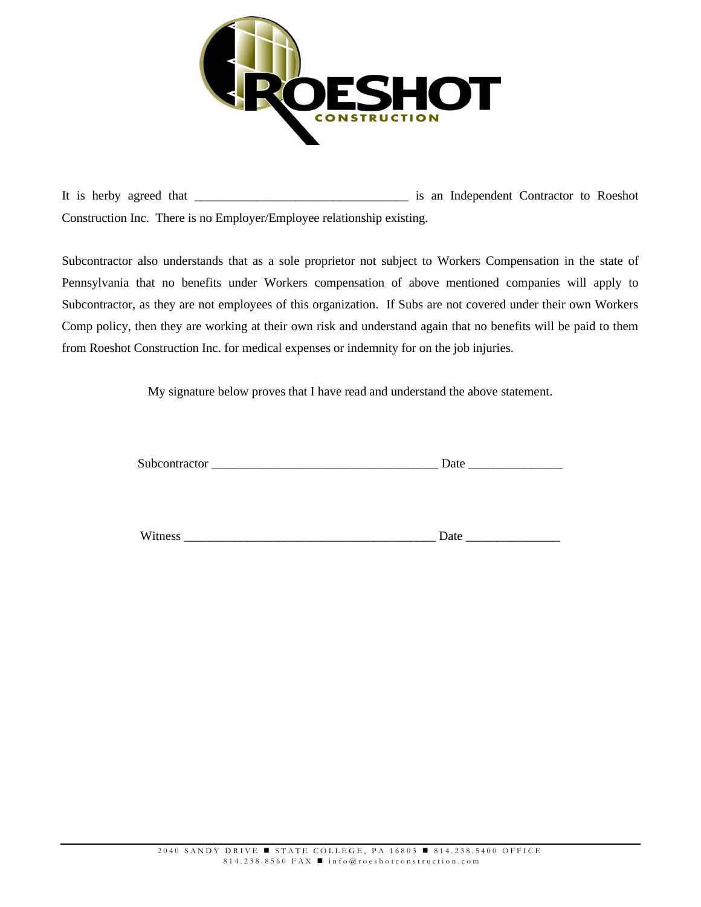ROESHOT
CONSTRUCTION

It is herby agreed that _________________________________ is an Independent Contractor to Roeshot Construction Inc. There is no Employer/Employee relationship existing.

Subcontractor also understands that as a sole proprietor not subject to Workers Compensation in the state of Pennsylvania that no benefits under Workers compensation of above mentioned companies will apply to Subcontractor, as they are not employees of this organization. If Subs are not covered under their own Workers Comp policy, then they are working at their own risk and understand again that no benefits will be paid to them from Roeshot Construction Inc. for medical expenses or indemnity for on the job injuries.

My signature below proves that I have read and understand the above statement.

Subcontractor ___________________________________ Date _______________

Witness _______________________________________ Date _______________

2040 SANDY DRIVE ■ STATE COLLEGE, PA 16803 ■ 814.238.5400 OFFICE
814.238.8560 FAX ■ info@roeshotconstruction.com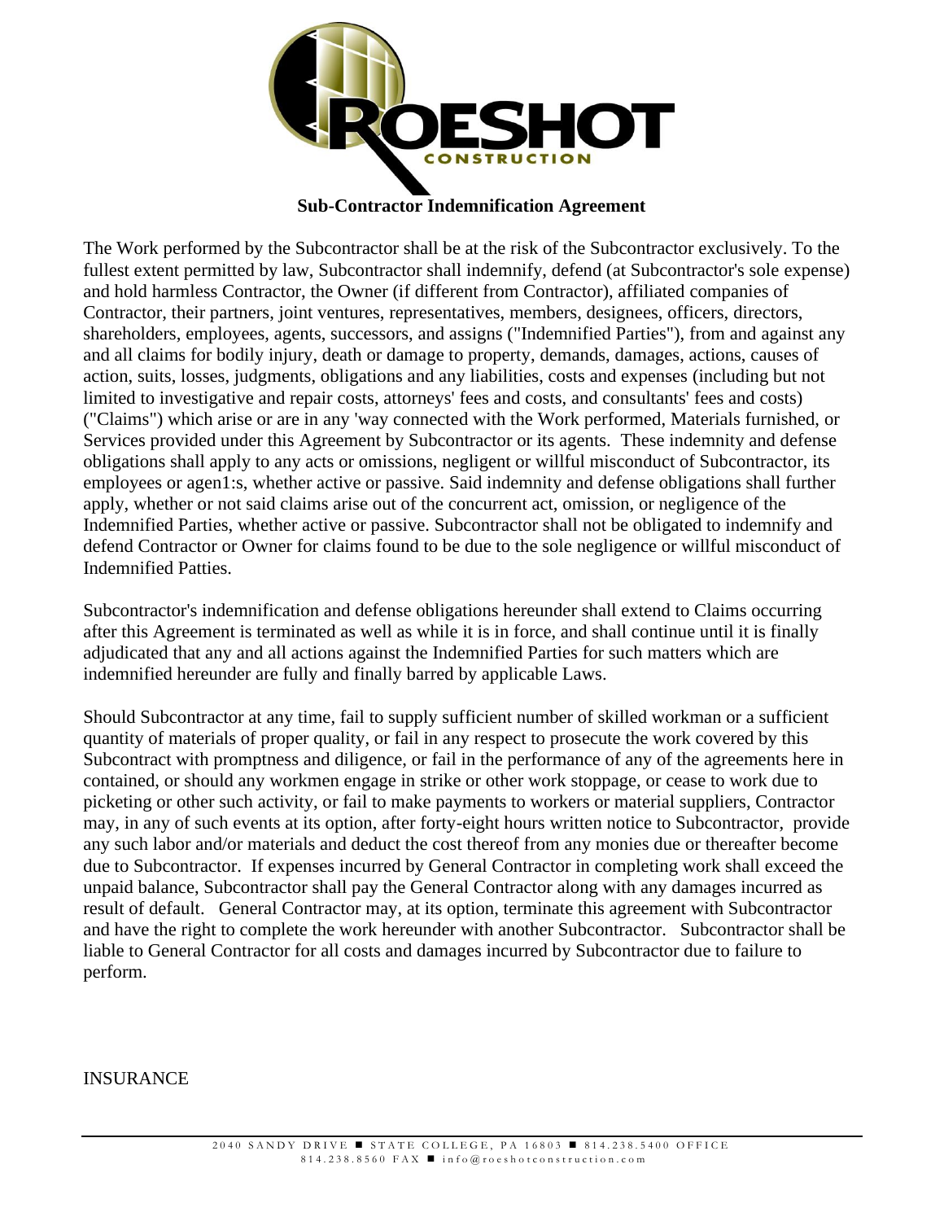**Sub-Contractor Indemnification Agreement**

The Work performed by the Subcontractor shall be at the risk of the Subcontractor exclusively. To the fullest extent permitted by law, Subcontractor shall indemnify, defend (at Subcontractor's sole expense) and hold harmless Contractor, the Owner (if different from Contractor), affiliated companies of Contractor, their partners, joint ventures, representatives, members, designees, officers, directors, shareholders, employees, agents, successors, and assigns ("Indemnified Parties"), from and against any and all claims for bodily injury, death or damage to property, demands, damages, actions, causes of action, suits, losses, judgments, obligations and any liabilities, costs and expenses (including but not limited to investigative and repair costs, attorneys' fees and costs, and consultants' fees and costs) ("Claims") which arise or are in any 'way connected with the Work performed, Materials furnished, or Services provided under this Agreement by Subcontractor or its agents. These indemnity and defense obligations shall apply to any acts or omissions, negligent or willful misconduct of Subcontractor, its employees or agen1:s, whether active or passive. Said indemnity and defense obligations shall further apply, whether or not said claims arise out of the concurrent act, omission, or negligence of the Indemnified Parties, whether active or passive. Subcontractor shall not be obligated to indemnify and defend Contractor or Owner for claims found to be due to the sole negligence or willful misconduct of Indemnified Patties.

Subcontractor's indemnification and defense obligations hereunder shall extend to Claims occurring after this Agreement is terminated as well as while it is in force, and shall continue until it is finally adjudicated that any and all actions against the Indemnified Parties for such matters which are indemnified hereunder are fully and finally barred by applicable Laws.

Should Subcontractor at any time, fail to supply sufficient number of skilled workman or a sufficient quantity of materials of proper quality, or fail in any respect to prosecute the work covered by this Subcontract with promptness and diligence, or fail in the performance of any of the agreements here in contained, or should any workmen engage in strike or other work stoppage, or cease to work due to picketing or other such activity, or fail to make payments to workers or material suppliers, Contractor may, in any of such events at its option, after forty-eight hours written notice to Subcontractor, provide any such labor and/or materials and deduct the cost thereof from any monies due or thereafter become due to Subcontractor. If expenses incurred by General Contractor in completing work shall exceed the unpaid balance, Subcontractor shall pay the General Contractor along with any damages incurred as result of default. General Contractor may, at its option, terminate this agreement with Subcontractor and have the right to complete the work hereunder with another Subcontractor. Subcontractor shall be liable to General Contractor for all costs and damages incurred by Subcontractor due to failure to perform.

INSURANCE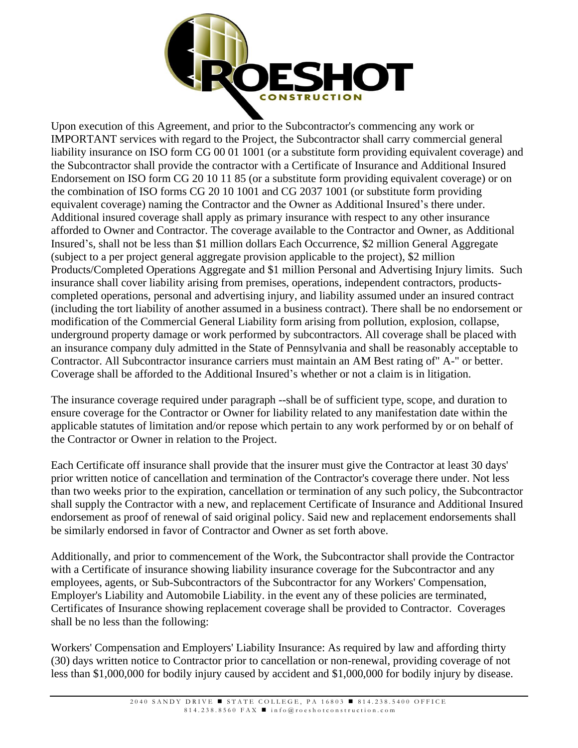Upon execution of this Agreement, and prior to the Subcontractor's commencing any work or IMPORTANT services with regard to the Project, the Subcontractor shall carry commercial general liability insurance on ISO form CG 00 01 1001 (or a substitute form providing equivalent coverage) and the Subcontractor shall provide the contractor with a Certificate of Insurance and Additional Insured Endorsement on ISO form CG 20 10 11 85 (or a substitute form providing equivalent coverage) or on the combination of ISO forms CG 20 10 1001 and CG 2037 1001 (or substitute form providing equivalent coverage) naming the Contractor and the Owner as Additional Insured's there under. Additional insured coverage shall apply as primary insurance with respect to any other insurance afforded to Owner and Contractor. The coverage available to the Contractor and Owner, as Additional Insured's, shall not be less than $1 million dollars Each Occurrence, $2 million General Aggregate (subject to a per project general aggregate provision applicable to the project), $2 million Products/Completed Operations Aggregate and $1 million Personal and Advertising Injury limits. Such insurance shall cover liability arising from premises, operations, independent contractors, products-completed operations, personal and advertising injury, and liability assumed under an insured contract (including the tort liability of another assumed in a business contract). There shall be no endorsement or modification of the Commercial General Liability form arising from pollution, explosion, collapse, underground property damage or work performed by subcontractors. All coverage shall be placed with an insurance company duly admitted in the State of Pennsylvania and shall be reasonably acceptable to Contractor. All Subcontractor insurance carriers must maintain an AM Best rating of" A-" or better. Coverage shall be afforded to the Additional Insured's whether or not a claim is in litigation.

The insurance coverage required under paragraph --shall be of sufficient type, scope, and duration to ensure coverage for the Contractor or Owner for liability related to any manifestation date within the applicable statutes of limitation and/or repose which pertain to any work performed by or on behalf of the Contractor or Owner in relation to the Project.

Each Certificate off insurance shall provide that the insurer must give the Contractor at least 30 days' prior written notice of cancellation and termination of the Contractor's coverage there under. Not less than two weeks prior to the expiration, cancellation or termination of any such policy, the Subcontractor shall supply the Contractor with a new, and replacement Certificate of Insurance and Additional Insured endorsement as proof of renewal of said original policy. Said new and replacement endorsements shall be similarly endorsed in favor of Contractor and Owner as set forth above.

Additionally, and prior to commencement of the Work, the Subcontractor shall provide the Contractor with a Certificate of insurance showing liability insurance coverage for the Subcontractor and any employees, agents, or Sub-Subcontractors of the Subcontractor for any Workers' Compensation, Employer's Liability and Automobile Liability. in the event any of these policies are terminated, Certificates of Insurance showing replacement coverage shall be provided to Contractor. Coverages shall be no less than the following:

Workers' Compensation and Employers' Liability Insurance: As required by law and affording thirty (30) days written notice to Contractor prior to cancellation or non-renewal, providing coverage of not less than $1,000,000 for bodily injury caused by accident and $1,000,000 for bodily injury by disease.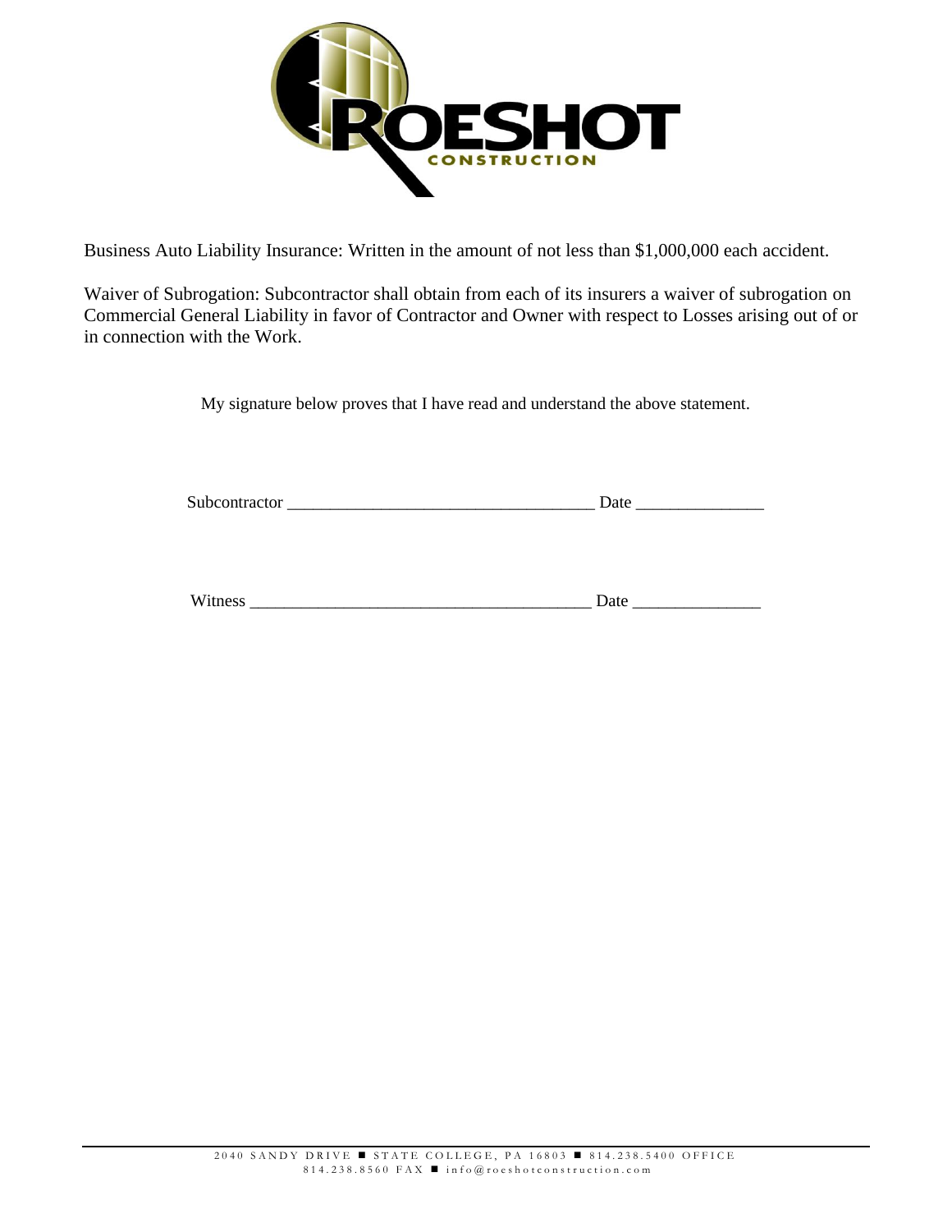Business Auto Liability Insurance: Written in the amount of not less than $1,000,000 each accident.

Waiver of Subrogation: Subcontractor shall obtain from each of its insurers a waiver of subrogation on Commercial General Liability in favor of Contractor and Owner with respect to Losses arising out of or in connection with the Work.

My signature below proves that I have read and understand the above statement.

Subcontractor ___________________________________ Date ______________

Witness _______________________________________ Date ______________

2040 SANDY DRIVE ■ STATE COLLEGE, PA 16803 ■ 814.238.5400 OFFICE
814.238.8560 FAX ■ info@roeshotconstruction.com